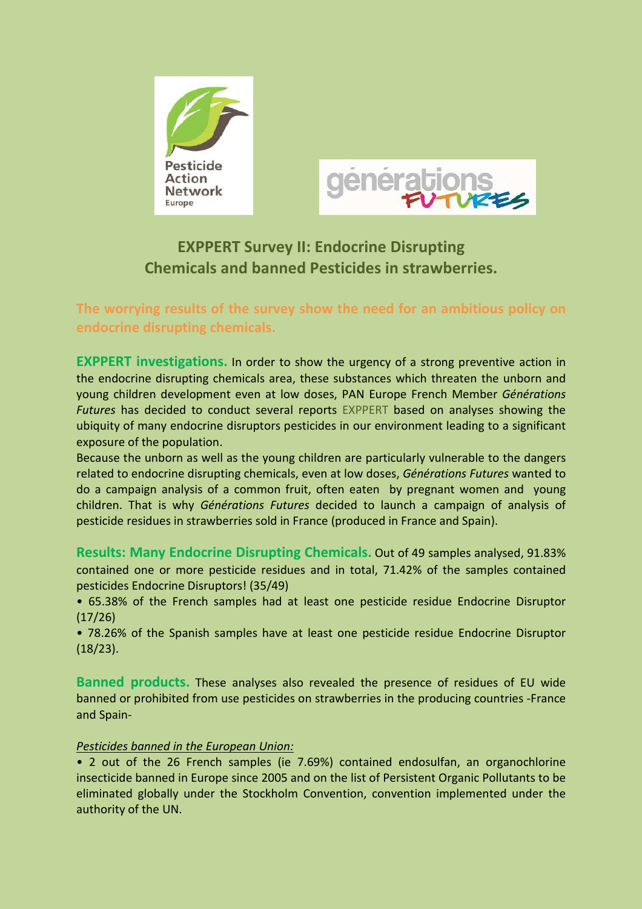# EXPPERT Survey II: Endocrine Disrupting Chemicals and banned Pesticides in strawberries.

## The worrying results of the survey show the need for an ambitious policy on endocrine disrupting chemicals.

**EXPPERT investigations.** In order to show the urgency of a strong preventive action in the endocrine disrupting chemicals area, these substances which threaten the unborn and young children development even at low doses, PAN Europe French Member *Générations Futures* has decided to conduct several reports EXPPERT based on analyses showing the ubiquity of many endocrine disruptors pesticides in our environment leading to a significant exposure of the population.

Because the unborn as well as the young children are particularly vulnerable to the dangers related to endocrine disrupting chemicals, even at low doses, *Générations Futures* wanted to do a campaign analysis of a common fruit, often eaten by pregnant women and young children. That is why *Générations Futures* decided to launch a campaign of analysis of pesticide residues in strawberries sold in France (produced in France and Spain).

**Results: Many Endocrine Disrupting Chemicals.** Out of 49 samples analysed, 91.83% contained one or more pesticide residues and in total, 71.42% of the samples contained pesticides Endocrine Disruptors! (35/49)

- 65.38% of the French samples had at least one pesticide residue Endocrine Disruptor (17/26)
- 78.26% of the Spanish samples have at least one pesticide residue Endocrine Disruptor (18/23).

**Banned products.** These analyses also revealed the presence of residues of EU wide banned or prohibited from use pesticides on strawberries in the producing countries -France and Spain-

*Pesticides banned in the European Union:*

- 2 out of the 26 French samples (ie 7.69%) contained endosulfan, an organochlorine insecticide banned in Europe since 2005 and on the list of Persistent Organic Pollutants to be eliminated globally under the Stockholm Convention, convention implemented under the authority of the UN.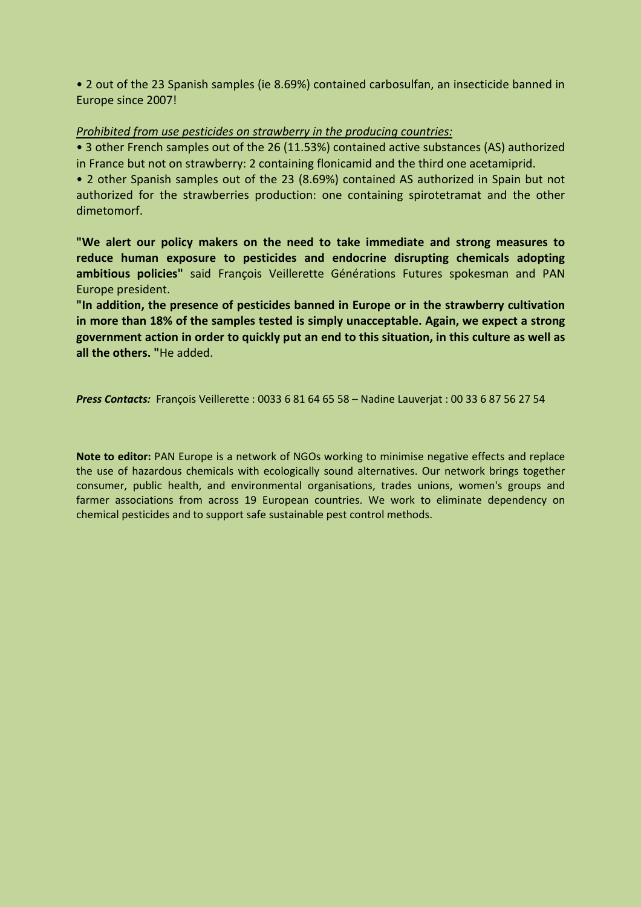• 2 out of the 23 Spanish samples (ie 8.69%) contained carbosulfan, an insecticide banned in Europe since 2007!

*Prohibited from use pesticides on strawberry in the producing countries:*

• 3 other French samples out of the 26 (11.53%) contained active substances (AS) authorized in France but not on strawberry: 2 containing flonicamid and the third one acetamiprid.

• 2 other Spanish samples out of the 23 (8.69%) contained AS authorized in Spain but not authorized for the strawberries production: one containing spirotetramat and the other dimetomorf.

**"We alert our policy makers on the need to take immediate and strong measures to reduce human exposure to pesticides and endocrine disrupting chemicals adopting ambitious policies"** said François Veillerette Générations Futures spokesman and PAN Europe president.

**"In addition, the presence of pesticides banned in Europe or in the strawberry cultivation in more than 18% of the samples tested is simply unacceptable. Again, we expect a strong government action in order to quickly put an end to this situation, in this culture as well as all the others. "**He added.

***Press Contacts:*** François Veillerette : 0033 6 81 64 65 58 – Nadine Lauverjat : 00 33 6 87 56 27 54

**Note to editor:** PAN Europe is a network of NGOs working to minimise negative effects and replace the use of hazardous chemicals with ecologically sound alternatives. Our network brings together consumer, public health, and environmental organisations, trades unions, women's groups and farmer associations from across 19 European countries. We work to eliminate dependency on chemical pesticides and to support safe sustainable pest control methods.